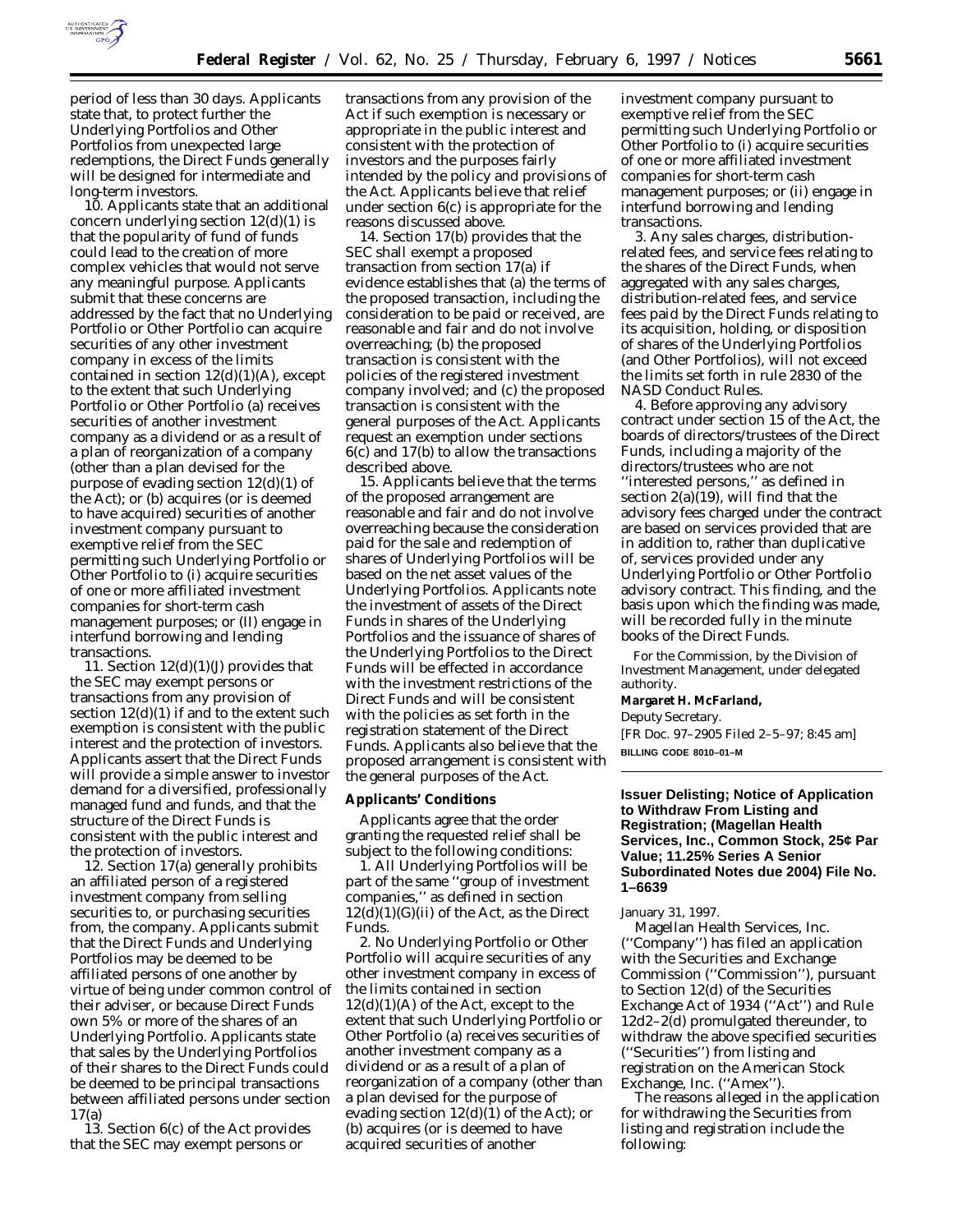period of less than 30 days. Applicants state that, to protect further the Underlying Portfolios and Other Portfolios from unexpected large redemptions, the Direct Funds generally will be designed for intermediate and long-term investors.

10. Applicants state that an additional concern underlying section 12(d)(1) is that the popularity of fund of funds could lead to the creation of more complex vehicles that would not serve any meaningful purpose. Applicants submit that these concerns are addressed by the fact that no Underlying Portfolio or Other Portfolio can acquire securities of any other investment company in excess of the limits contained in section 12(d)(1)(A), except to the extent that such Underlying Portfolio or Other Portfolio (a) receives securities of another investment company as a dividend or as a result of a plan of reorganization of a company (other than a plan devised for the purpose of evading section 12(d)(1) of the Act); or (b) acquires (or is deemed to have acquired) securities of another investment company pursuant to exemptive relief from the SEC permitting such Underlying Portfolio or Other Portfolio to (i) acquire securities of one or more affiliated investment companies for short-term cash management purposes; or (II) engage in interfund borrowing and lending transactions.

11. Section 12(d)(1)(J) provides that the SEC may exempt persons or transactions from any provision of section 12(d)(1) if and to the extent such exemption is consistent with the public interest and the protection of investors. Applicants assert that the Direct Funds will provide a simple answer to investor demand for a diversified, professionally managed fund and funds, and that the structure of the Direct Funds is consistent with the public interest and the protection of investors.

12. Section 17(a) generally prohibits an affiliated person of a registered investment company from selling securities to, or purchasing securities from, the company. Applicants submit that the Direct Funds and Underlying Portfolios may be deemed to be affiliated persons of one another by virtue of being under common control of their adviser, or because Direct Funds own 5% or more of the shares of an Underlying Portfolio. Applicants state that sales by the Underlying Portfolios of their shares to the Direct Funds could be deemed to be principal transactions between affiliated persons under section 17(a)

13. Section 6(c) of the Act provides that the SEC may exempt persons or transactions from any provision of the Act if such exemption is necessary or appropriate in the public interest and consistent with the protection of investors and the purposes fairly intended by the policy and provisions of the Act. Applicants believe that relief under section 6(c) is appropriate for the reasons discussed above.

14. Section 17(b) provides that the SEC shall exempt a proposed transaction from section 17(a) if evidence establishes that (a) the terms of the proposed transaction, including the consideration to be paid or received, are reasonable and fair and do not involve overreaching; (b) the proposed transaction is consistent with the policies of the registered investment company involved; and (c) the proposed transaction is consistent with the general purposes of the Act. Applicants request an exemption under sections 6(c) and 17(b) to allow the transactions described above.

15. Applicants believe that the terms of the proposed arrangement are reasonable and fair and do not involve overreaching because the consideration paid for the sale and redemption of shares of Underlying Portfolios will be based on the net asset values of the Underlying Portfolios. Applicants note the investment of assets of the Direct Funds in shares of the Underlying Portfolios and the issuance of shares of the Underlying Portfolios to the Direct Funds will be effected in accordance with the investment restrictions of the Direct Funds and will be consistent with the policies as set forth in the registration statement of the Direct Funds. Applicants also believe that the proposed arrangement is consistent with the general purposes of the Act.

**Applicants' Conditions**

Applicants agree that the order granting the requested relief shall be subject to the following conditions:

1. All Underlying Portfolios will be part of the same "group of investment companies," as defined in section 12(d)(1)(G)(ii) of the Act, as the Direct Funds.

2. No Underlying Portfolio or Other Portfolio will acquire securities of any other investment company in excess of the limits contained in section 12(d)(1)(A) of the Act, except to the extent that such Underlying Portfolio or Other Portfolio (a) receives securities of another investment company as a dividend or as a result of a plan of reorganization of a company (other than a plan devised for the purpose of evading section 12(d)(1) of the Act); or (b) acquires (or is deemed to have acquired securities of another investment company pursuant to exemptive relief from the SEC permitting such Underlying Portfolio or Other Portfolio to (i) acquire securities of one or more affiliated investment companies for short-term cash management purposes; or (ii) engage in interfund borrowing and lending transactions.

3. Any sales charges, distribution-related fees, and service fees relating to the shares of the Direct Funds, when aggregated with any sales charges, distribution-related fees, and service fees paid by the Direct Funds relating to its acquisition, holding, or disposition of shares of the Underlying Portfolios (and Other Portfolios), will not exceed the limits set forth in rule 2830 of the NASD Conduct Rules.

4. Before approving any advisory contract under section 15 of the Act, the boards of directors/trustees of the Direct Funds, including a majority of the directors/trustees who are not "interested persons," as defined in section 2(a)(19), will find that the advisory fees charged under the contract are based on services provided that are in addition to, rather than duplicative of, services provided under any Underlying Portfolio or Other Portfolio advisory contract. This finding, and the basis upon which the finding was made, will be recorded fully in the minute books of the Direct Funds.

For the Commission, by the Division of Investment Management, under delegated authority.

**Margaret H. McFarland,**

*Deputy Secretary.*

[FR Doc. 97–2905 Filed 2–5–97; 8:45 am]

**BILLING CODE 8010–01–M**

---

## Issuer Delisting; Notice of Application to Withdraw From Listing and Registration; (Magellan Health Services, Inc., Common Stock, 25¢ Par Value; 11.25% Series A Senior Subordinated Notes due 2004) File No. 1–6639

January 31, 1997.

Magellan Health Services, Inc. ("Company") has filed an application with the Securities and Exchange Commission ("Commission"), pursuant to Section 12(d) of the Securities Exchange Act of 1934 ("Act") and Rule 12d2–2(d) promulgated thereunder, to withdraw the above specified securities ("Securities") from listing and registration on the American Stock Exchange, Inc. ("Amex").

The reasons alleged in the application for withdrawing the Securities from listing and registration include the following: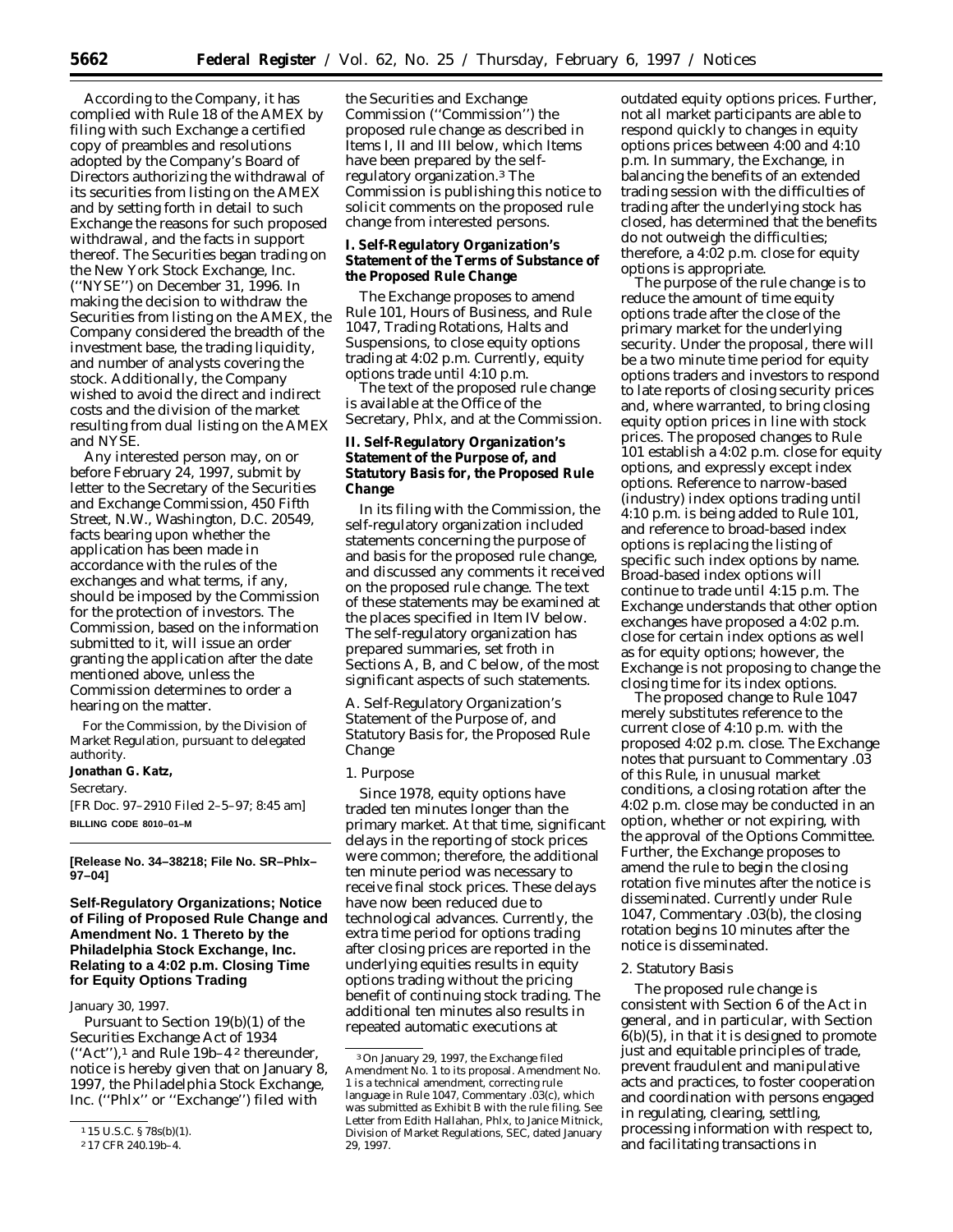According to the Company, it has complied with Rule 18 of the AMEX by filing with such Exchange a certified copy of preambles and resolutions adopted by the Company's Board of Directors authorizing the withdrawal of its securities from listing on the AMEX and by setting forth in detail to such Exchange the reasons for such proposed withdrawal, and the facts in support thereof. The Securities began trading on the New York Stock Exchange, Inc. (''NYSE'') on December 31, 1996. In making the decision to withdraw the Securities from listing on the AMEX, the Company considered the breadth of the investment base, the trading liquidity, and number of analysts covering the stock. Additionally, the Company wished to avoid the direct and indirect costs and the division of the market resulting from dual listing on the AMEX and NYSE.

Any interested person may, on or before February 24, 1997, submit by letter to the Secretary of the Securities and Exchange Commission, 450 Fifth Street, N.W., Washington, D.C. 20549, facts bearing upon whether the application has been made in accordance with the rules of the exchanges and what terms, if any, should be imposed by the Commission for the protection of investors. The Commission, based on the information submitted to it, will issue an order granting the application after the date mentioned above, unless the Commission determines to order a hearing on the matter.

For the Commission, by the Division of Market Regulation, pursuant to delegated authority.

**Jonathan G. Katz,**

*Secretary.*

[FR Doc. 97–2910 Filed 2–5–97; 8:45 am]

**BILLING CODE 8010–01–M**

**[Release No. 34–38218; File No. SR–Phlx–97–04]**

## Self-Regulatory Organizations; Notice of Filing of Proposed Rule Change and Amendment No. 1 Thereto by the Philadelphia Stock Exchange, Inc. Relating to a 4:02 p.m. Closing Time for Equity Options Trading

January 30, 1997.

Pursuant to Section 19(b)(1) of the Securities Exchange Act of 1934 (''Act''),[1] and Rule 19b–4[2] thereunder, notice is hereby given that on January 8, 1997, the Philadelphia Stock Exchange, Inc. (''Phlx'' or ''Exchange'') filed with the Securities and Exchange Commission (''Commission'') the proposed rule change as described in Items I, II and III below, which Items have been prepared by the self-regulatory organization.[3] The Commission is publishing this notice to solicit comments on the proposed rule change from interested persons.

### I. Self-Regulatory Organization's Statement of the Terms of Substance of the Proposed Rule Change

The Exchange proposes to amend Rule 101, Hours of Business, and Rule 1047, Trading Rotations, Halts and Suspensions, to close equity options trading at 4:02 p.m. Currently, equity options trade until 4:10 p.m.

The text of the proposed rule change is available at the Office of the Secretary, Phlx, and at the Commission.

### II. Self-Regulatory Organization's Statement of the Purpose of, and Statutory Basis for, the Proposed Rule Change

In its filing with the Commission, the self-regulatory organization included statements concerning the purpose of and basis for the proposed rule change, and discussed any comments it received on the proposed rule change. The text of these statements may be examined at the places specified in Item IV below. The self-regulatory organization has prepared summaries, set froth in Sections A, B, and C below, of the most significant aspects of such statements.

*A. Self-Regulatory Organization's Statement of the Purpose of, and Statutory Basis for, the Proposed Rule Change*

1. Purpose

Since 1978, equity options have traded ten minutes longer than the primary market. At that time, significant delays in the reporting of stock prices were common; therefore, the additional ten minute period was necessary to receive final stock prices. These delays have now been reduced due to technological advances. Currently, the extra time period for options trading after closing prices are reported in the underlying equities results in equity options trading without the pricing benefit of continuing stock trading. The additional ten minutes also results in repeated automatic executions at outdated equity options prices. Further, not all market participants are able to respond quickly to changes in equity options prices between 4:00 and 4:10 p.m. In summary, the Exchange, in balancing the benefits of an extended trading session with the difficulties of trading after the underlying stock has closed, has determined that the benefits do not outweigh the difficulties; therefore, a 4:02 p.m. close for equity options is appropriate.

The purpose of the rule change is to reduce the amount of time equity options trade after the close of the primary market for the underlying security. Under the proposal, there will be a two minute time period for equity options traders and investors to respond to late reports of closing security prices and, where warranted, to bring closing equity option prices in line with stock prices. The proposed changes to Rule 101 establish a 4:02 p.m. close for equity options, and expressly except index options. Reference to narrow-based (industry) index options trading until 4:10 p.m. is being added to Rule 101, and reference to broad-based index options is replacing the listing of specific such index options by name. Broad-based index options will continue to trade until 4:15 p.m. The Exchange understands that other option exchanges have proposed a 4:02 p.m. close for certain index options as well as for equity options; however, the Exchange is not proposing to change the closing time for its index options.

The proposed change to Rule 1047 merely substitutes reference to the current close of 4:10 p.m. with the proposed 4:02 p.m. close. The Exchange notes that pursuant to Commentary .03 of this Rule, in unusual market conditions, a closing rotation after the 4:02 p.m. close may be conducted in an option, whether or not expiring, with the approval of the Options Committee. Further, the Exchange proposes to amend the rule to begin the closing rotation five minutes after the notice is disseminated. Currently under Rule 1047, Commentary .03(b), the closing rotation begins 10 minutes after the notice is disseminated.

2. Statutory Basis

The proposed rule change is consistent with Section 6 of the Act in general, and in particular, with Section 6(b)(5), in that it is designed to promote just and equitable principles of trade, prevent fraudulent and manipulative acts and practices, to foster cooperation and coordination with persons engaged in regulating, clearing, settling, processing information with respect to, and facilitating transactions in

[1] 15 U.S.C. § 78s(b)(1).

[2] 17 CFR 240.19b–4.

[3] On January 29, 1997, the Exchange filed Amendment No. 1 to its proposal. Amendment No. 1 is a technical amendment, correcting rule language in Rule 1047, Commentary .03(c), which was submitted as Exhibit B with the rule filing. See Letter from Edith Hallahan, Phlx, to Janice Mitnick, Division of Market Regulations, SEC, dated January 29, 1997.